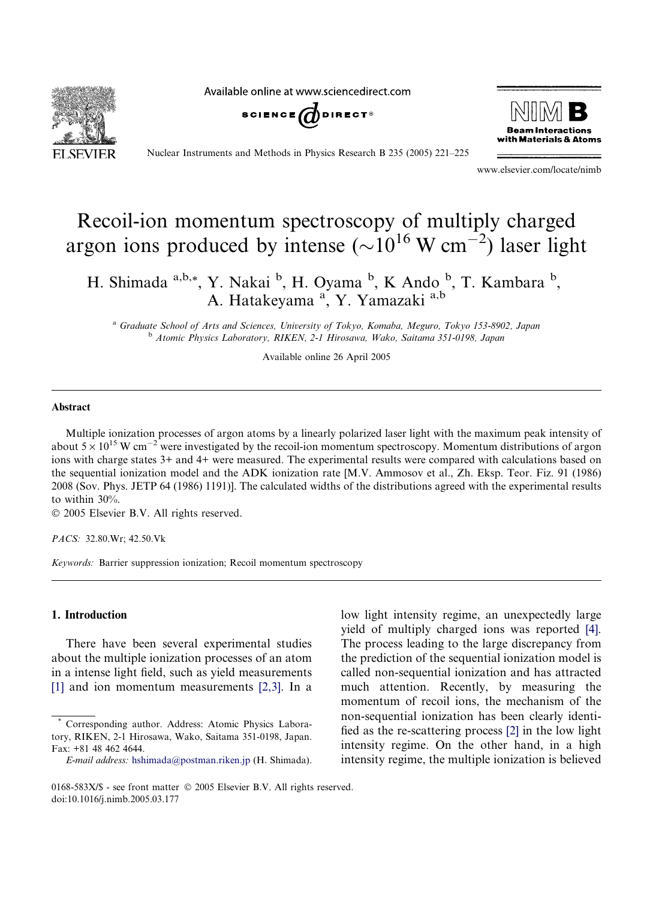# Recoil-ion momentum spectroscopy of multiply charged argon ions produced by intense ($\sim 10^{16}$ W cm$^{-2}$) laser light

H. Shimada [a,b,*], Y. Nakai [b], H. Oyama [b], K Ando [b], T. Kambara [b], A. Hatakeyama [a], Y. Yamazaki [a,b]

[a] Graduate School of Arts and Sciences, University of Tokyo, Komaba, Meguro, Tokyo 153-8902, Japan
[b] Atomic Physics Laboratory, RIKEN, 2-1 Hirosawa, Wako, Saitama 351-0198, Japan

Available online 26 April 2005

## Abstract

Multiple ionization processes of argon atoms by a linearly polarized laser light with the maximum peak intensity of about $5 \times 10^{15}$ W cm$^{-2}$ were investigated by the recoil-ion momentum spectroscopy. Momentum distributions of argon ions with charge states 3+ and 4+ were measured. The experimental results were compared with calculations based on the sequential ionization model and the ADK ionization rate [M.V. Ammosov et al., Zh. Eksp. Teor. Fiz. 91 (1986) 2008 (Sov. Phys. JETP 64 (1986) 1191)]. The calculated widths of the distributions agreed with the experimental results to within 30%.

© 2005 Elsevier B.V. All rights reserved.

*PACS:* 32.80.Wr; 42.50.Vk

*Keywords:* Barrier suppression ionization; Recoil momentum spectroscopy

## 1. Introduction

There have been several experimental studies about the multiple ionization processes of an atom in a intense light field, such as yield measurements [1] and ion momentum measurements [2,3]. In a low light intensity regime, an unexpectedly large yield of multiply charged ions was reported [4]. The process leading to the large discrepancy from the prediction of the sequential ionization model is called non-sequential ionization and has attracted much attention. Recently, by measuring the momentum of recoil ions, the mechanism of the non-sequential ionization has been clearly identified as the re-scattering process [2] in the low light intensity regime. On the other hand, in a high intensity regime, the multiple ionization is believed

* Corresponding author. Address: Atomic Physics Laboratory, RIKEN, 2-1 Hirosawa, Wako, Saitama 351-0198, Japan. Fax: +81 48 462 4644.

*E-mail address:* hshimada@postman.riken.jp (H. Shimada).

0168-583X/$ - see front matter © 2005 Elsevier B.V. All rights reserved.
doi:10.1016/j.nimb.2005.03.177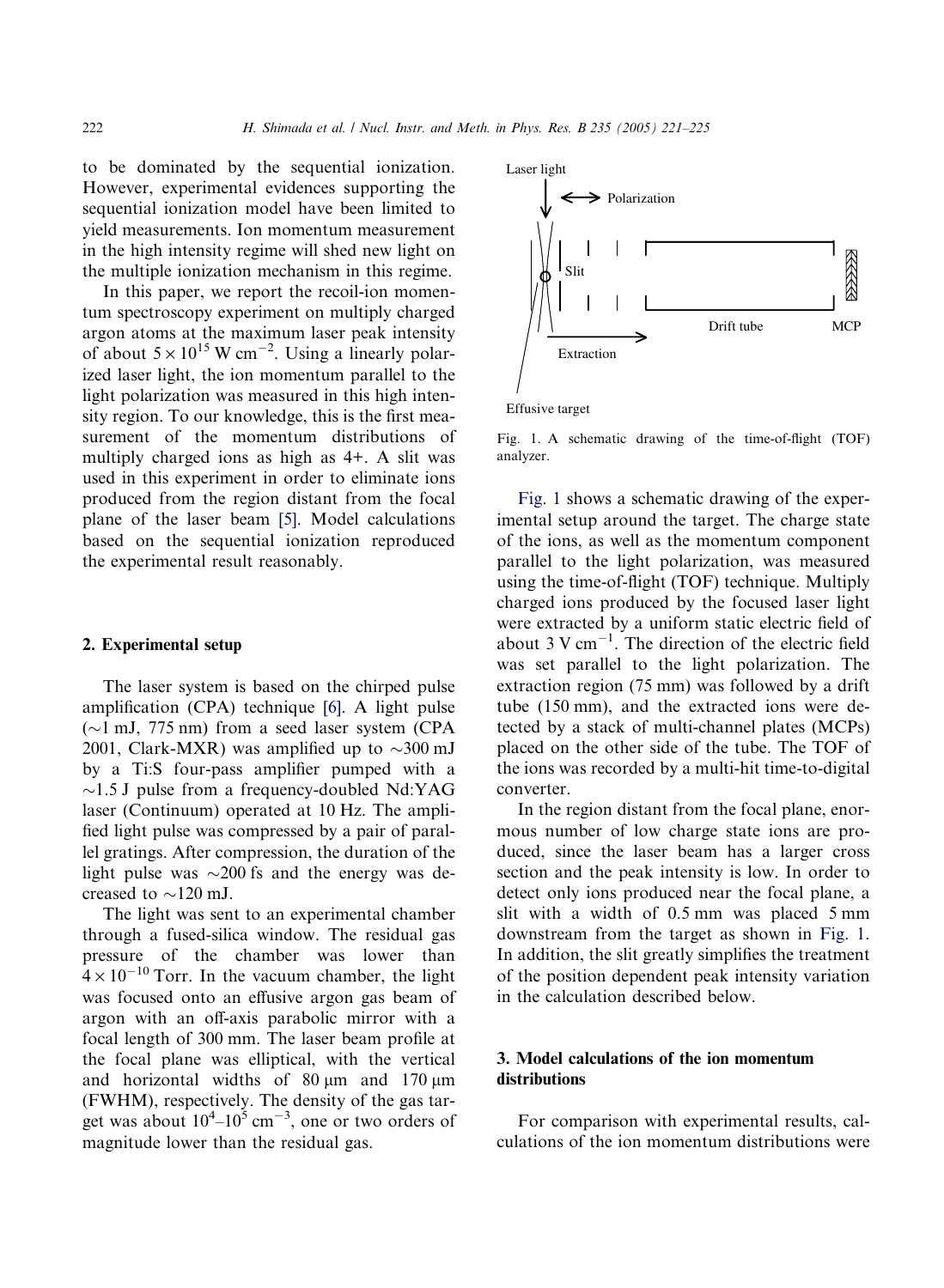to be dominated by the sequential ionization. However, experimental evidences supporting the sequential ionization model have been limited to yield measurements. Ion momentum measurement in the high intensity regime will shed new light on the multiple ionization mechanism in this regime.

In this paper, we report the recoil-ion momentum spectroscopy experiment on multiply charged argon atoms at the maximum laser peak intensity of about $5 \times 10^{15}$ W cm$^{-2}$. Using a linearly polarized laser light, the ion momentum parallel to the light polarization was measured in this high intensity region. To our knowledge, this is the first measurement of the momentum distributions of multiply charged ions as high as 4+. A slit was used in this experiment in order to eliminate ions produced from the region distant from the focal plane of the laser beam [5]. Model calculations based on the sequential ionization reproduced the experimental result reasonably.

## 2. Experimental setup

The laser system is based on the chirped pulse amplification (CPA) technique [6]. A light pulse (~1 mJ, 775 nm) from a seed laser system (CPA 2001, Clark-MXR) was amplified up to ~300 mJ by a Ti:S four-pass amplifier pumped with a ~1.5 J pulse from a frequency-doubled Nd:YAG laser (Continuum) operated at 10 Hz. The amplified light pulse was compressed by a pair of parallel gratings. After compression, the duration of the light pulse was ~200 fs and the energy was decreased to ~120 mJ.

The light was sent to an experimental chamber through a fused-silica window. The residual gas pressure of the chamber was lower than $4 \times 10^{-10}$ Torr. In the vacuum chamber, the light was focused onto an effusive argon gas beam of argon with an off-axis parabolic mirror with a focal length of 300 mm. The laser beam profile at the focal plane was elliptical, with the vertical and horizontal widths of 80 μm and 170 μm (FWHM), respectively. The density of the gas target was about $10^4$–$10^5$ cm$^{-3}$, one or two orders of magnitude lower than the residual gas.

Fig. 1. A schematic drawing of the time-of-flight (TOF) analyzer.

Fig. 1 shows a schematic drawing of the experimental setup around the target. The charge state of the ions, as well as the momentum component parallel to the light polarization, was measured using the time-of-flight (TOF) technique. Multiply charged ions produced by the focused laser light were extracted by a uniform static electric field of about 3 V cm$^{-1}$. The direction of the electric field was set parallel to the light polarization. The extraction region (75 mm) was followed by a drift tube (150 mm), and the extracted ions were detected by a stack of multi-channel plates (MCPs) placed on the other side of the tube. The TOF of the ions was recorded by a multi-hit time-to-digital converter.

In the region distant from the focal plane, enormous number of low charge state ions are produced, since the laser beam has a larger cross section and the peak intensity is low. In order to detect only ions produced near the focal plane, a slit with a width of 0.5 mm was placed 5 mm downstream from the target as shown in Fig. 1. In addition, the slit greatly simplifies the treatment of the position dependent peak intensity variation in the calculation described below.

## 3. Model calculations of the ion momentum distributions

For comparison with experimental results, calculations of the ion momentum distributions were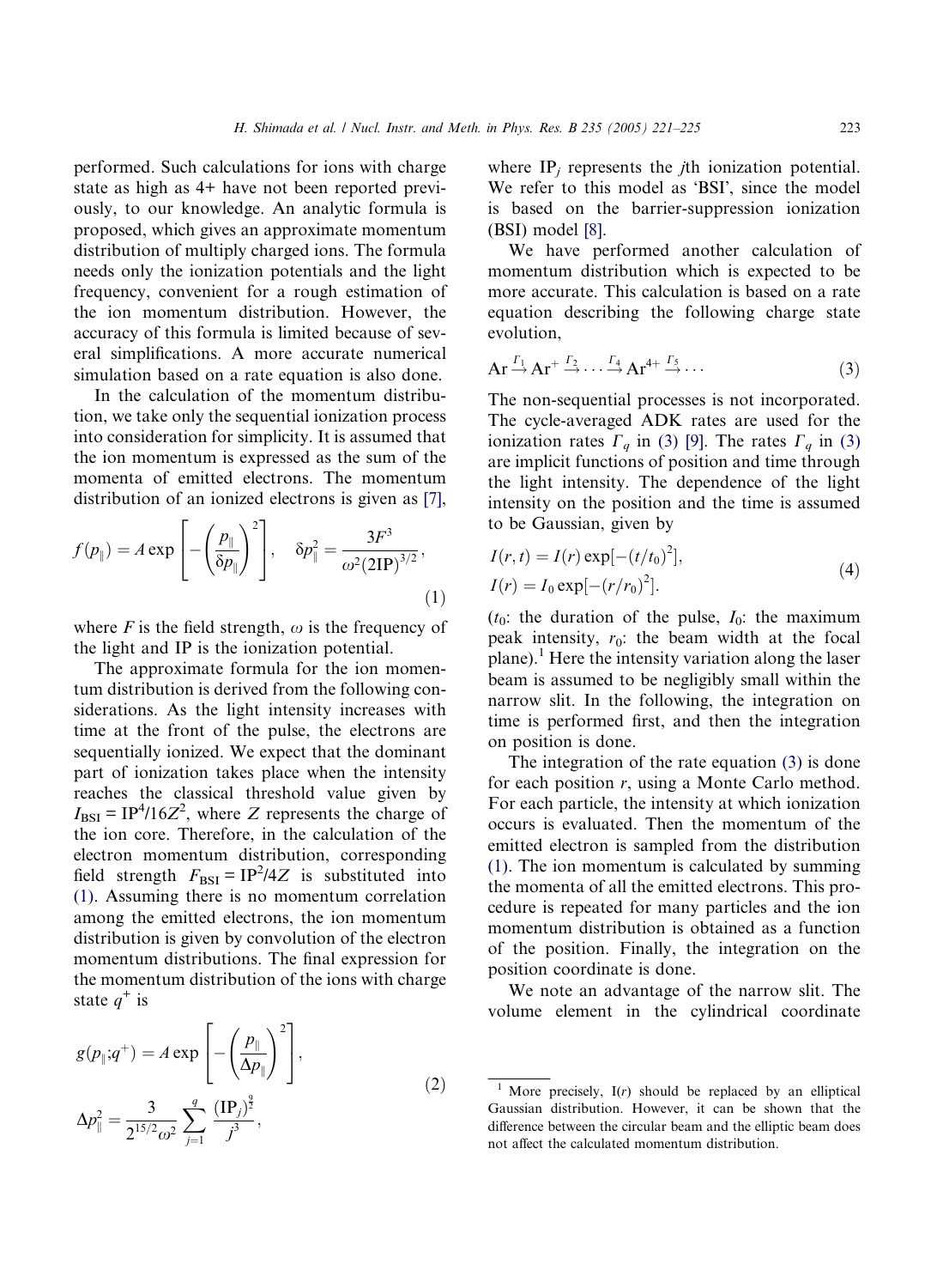performed. Such calculations for ions with charge state as high as 4+ have not been reported previously, to our knowledge. An analytic formula is proposed, which gives an approximate momentum distribution of multiply charged ions. The formula needs only the ionization potentials and the light frequency, convenient for a rough estimation of the ion momentum distribution. However, the accuracy of this formula is limited because of several simplifications. A more accurate numerical simulation based on a rate equation is also done.

In the calculation of the momentum distribution, we take only the sequential ionization process into consideration for simplicity. It is assumed that the ion momentum is expressed as the sum of the momenta of emitted electrons. The momentum distribution of an ionized electrons is given as [7],

$$f(p_\parallel) = A\exp\left[-\left(\frac{p_\parallel}{\delta p_\parallel}\right)^2\right], \quad \delta p_\parallel^2 = \frac{3F^3}{\omega^2 (2\mathrm{IP})^{3/2}}, \tag{1}$$

where $F$ is the field strength, $\omega$ is the frequency of the light and IP is the ionization potential.

The approximate formula for the ion momentum distribution is derived from the following considerations. As the light intensity increases with time at the front of the pulse, the electrons are sequentially ionized. We expect that the dominant part of ionization takes place when the intensity reaches the classical threshold value given by $I_{\mathrm{BSI}} = \mathrm{IP}^4/16Z^2$, where $Z$ represents the charge of the ion core. Therefore, in the calculation of the electron momentum distribution, corresponding field strength $F_{\mathrm{BSI}} = \mathrm{IP}^2/4Z$ is substituted into (1). Assuming there is no momentum correlation among the emitted electrons, the ion momentum distribution is given by convolution of the electron momentum distributions. The final expression for the momentum distribution of the ions with charge state $q^+$ is

$$g(p_\parallel; q^+) = A\exp\left[-\left(\frac{p_\parallel}{\Delta p_\parallel}\right)^2\right], \quad \Delta p_\parallel^2 = \frac{3}{2^{15/2}\omega^2}\sum_{j=1}^{q}\frac{(\mathrm{IP}_j)^{\frac{9}{2}}}{j^3}, \tag{2}$$

where $\mathrm{IP}_j$ represents the $j$th ionization potential. We refer to this model as 'BSI', since the model is based on the barrier-suppression ionization (BSI) model [8].

We have performed another calculation of momentum distribution which is expected to be more accurate. This calculation is based on a rate equation describing the following charge state evolution,

$$\mathrm{Ar} \xrightarrow{\Gamma_1} \mathrm{Ar}^+ \xrightarrow{\Gamma_2} \cdots \xrightarrow{\Gamma_4} \mathrm{Ar}^{4+} \xrightarrow{\Gamma_5} \cdots \tag{3}$$

The non-sequential processes is not incorporated. The cycle-averaged ADK rates are used for the ionization rates $\Gamma_q$ in (3) [9]. The rates $\Gamma_q$ in (3) are implicit functions of position and time through the light intensity. The dependence of the light intensity on the position and the time is assumed to be Gaussian, given by

$$I(r,t) = I(r)\exp[-(t/t_0)^2], \quad I(r) = I_0\exp[-(r/r_0)^2]. \tag{4}$$

($t_0$: the duration of the pulse, $I_0$: the maximum peak intensity, $r_0$: the beam width at the focal plane).[1] Here the intensity variation along the laser beam is assumed to be negligibly small within the narrow slit. In the following, the integration on time is performed first, and then the integration on position is done.

The integration of the rate equation (3) is done for each position $r$, using a Monte Carlo method. For each particle, the intensity at which ionization occurs is evaluated. Then the momentum of the emitted electron is sampled from the distribution (1). The ion momentum is calculated by summing the momenta of all the emitted electrons. This procedure is repeated for many particles and the ion momentum distribution is obtained as a function of the position. Finally, the integration on the position coordinate is done.

We note an advantage of the narrow slit. The volume element in the cylindrical coordinate

[1] More precisely, I($r$) should be replaced by an elliptical Gaussian distribution. However, it can be shown that the difference between the circular beam and the elliptic beam does not affect the calculated momentum distribution.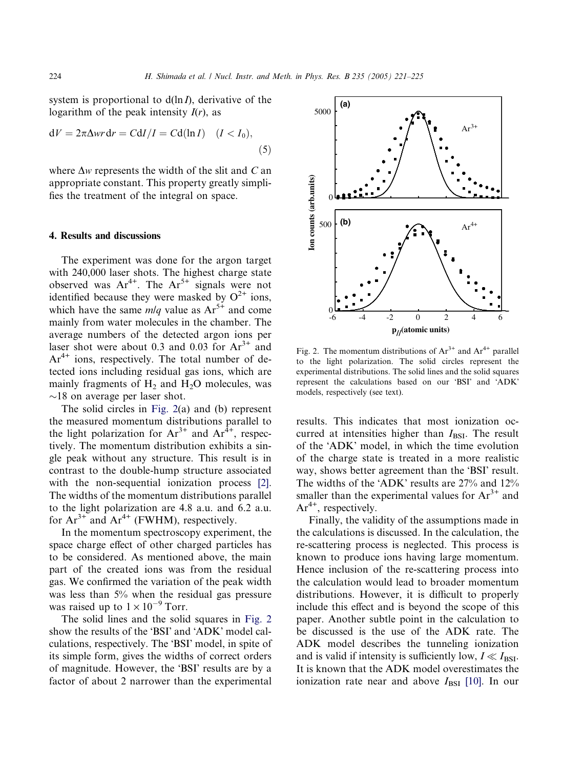system is proportional to $d(\ln I)$, derivative of the logarithm of the peak intensity $I(r)$, as

$$dV = 2\pi\Delta wr\,dr = C dI/I = C d(\ln I) \quad (I < I_0), \tag{5}$$

where $\Delta w$ represents the width of the slit and $C$ an appropriate constant. This property greatly simplifies the treatment of the integral on space.

## 4. Results and discussions

The experiment was done for the argon target with 240,000 laser shots. The highest charge state observed was $Ar^{4+}$. The $Ar^{5+}$ signals were not identified because they were masked by $O^{2+}$ ions, which have the same $m/q$ value as $Ar^{5+}$ and come mainly from water molecules in the chamber. The average numbers of the detected argon ions per laser shot were about 0.3 and 0.03 for $Ar^{3+}$ and $Ar^{4+}$ ions, respectively. The total number of detected ions including residual gas ions, which are mainly fragments of $H_2$ and $H_2O$ molecules, was ~18 on average per laser shot.

The solid circles in Fig. 2(a) and (b) represent the measured momentum distributions parallel to the light polarization for $Ar^{3+}$ and $Ar^{4+}$, respectively. The momentum distribution exhibits a single peak without any structure. This result is in contrast to the double-hump structure associated with the non-sequential ionization process [2]. The widths of the momentum distributions parallel to the light polarization are 4.8 a.u. and 6.2 a.u. for $Ar^{3+}$ and $Ar^{4+}$ (FWHM), respectively.

In the momentum spectroscopy experiment, the space charge effect of other charged particles has to be considered. As mentioned above, the main part of the created ions was from the residual gas. We confirmed the variation of the peak width was less than 5% when the residual gas pressure was raised up to $1 \times 10^{-9}$ Torr.

The solid lines and the solid squares in Fig. 2 show the results of the 'BSI' and 'ADK' model calculations, respectively. The 'BSI' model, in spite of its simple form, gives the widths of correct orders of magnitude. However, the 'BSI' results are by a factor of about 2 narrower than the experimental results. This indicates that most ionization occurred at intensities higher than $I_{BSI}$. The result of the 'ADK' model, in which the time evolution of the charge state is treated in a more realistic way, shows better agreement than the 'BSI' result. The widths of the 'ADK' results are 27% and 12% smaller than the experimental values for $Ar^{3+}$ and $Ar^{4+}$, respectively.

Fig. 2. The momentum distributions of $Ar^{3+}$ and $Ar^{4+}$ parallel to the light polarization. The solid circles represent the experimental distributions. The solid lines and the solid squares represent the calculations based on our 'BSI' and 'ADK' models, respectively (see text).

Finally, the validity of the assumptions made in the calculations is discussed. In the calculation, the re-scattering process is neglected. This process is known to produce ions having large momentum. Hence inclusion of the re-scattering process into the calculation would lead to broader momentum distributions. However, it is difficult to properly include this effect and is beyond the scope of this paper. Another subtle point in the calculation to be discussed is the use of the ADK rate. The ADK model describes the tunneling ionization and is valid if intensity is sufficiently low, $I \ll I_{BSI}$. It is known that the ADK model overestimates the ionization rate near and above $I_{BSI}$ [10]. In our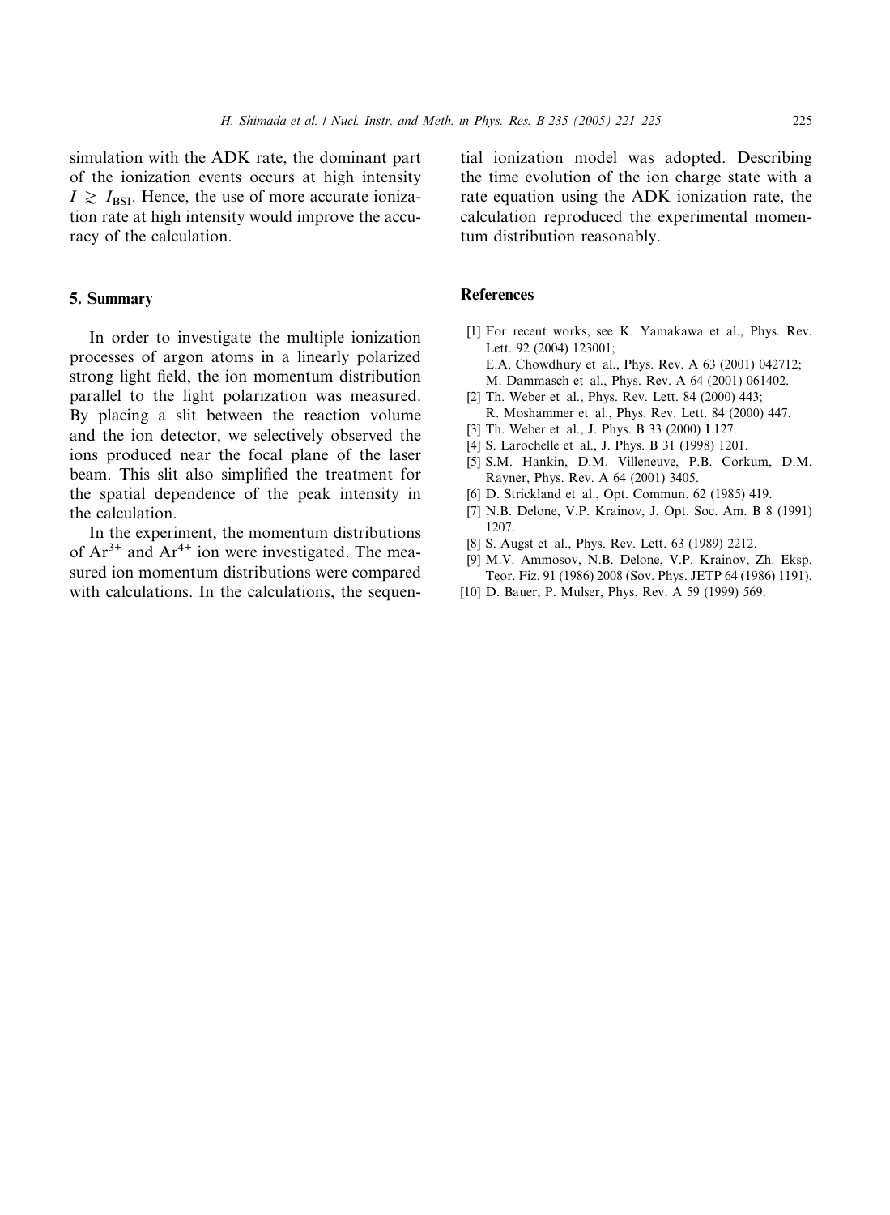simulation with the ADK rate, the dominant part of the ionization events occurs at high intensity $I \gtrsim I_{\text{BSI}}$. Hence, the use of more accurate ionization rate at high intensity would improve the accuracy of the calculation.

## 5. Summary

In order to investigate the multiple ionization processes of argon atoms in a linearly polarized strong light field, the ion momentum distribution parallel to the light polarization was measured. By placing a slit between the reaction volume and the ion detector, we selectively observed the ions produced near the focal plane of the laser beam. This slit also simplified the treatment for the spatial dependence of the peak intensity in the calculation.

In the experiment, the momentum distributions of $Ar^{3+}$ and $Ar^{4+}$ ion were investigated. The measured ion momentum distributions were compared with calculations. In the calculations, the sequential ionization model was adopted. Describing the time evolution of the ion charge state with a rate equation using the ADK ionization rate, the calculation reproduced the experimental momentum distribution reasonably.

## References

[1] For recent works, see K. Yamakawa et al., Phys. Rev. Lett. 92 (2004) 123001;
E.A. Chowdhury et al., Phys. Rev. A 63 (2001) 042712;
M. Dammasch et al., Phys. Rev. A 64 (2001) 061402.

[2] Th. Weber et al., Phys. Rev. Lett. 84 (2000) 443;
R. Moshammer et al., Phys. Rev. Lett. 84 (2000) 447.

[3] Th. Weber et al., J. Phys. B 33 (2000) L127.

[4] S. Larochelle et al., J. Phys. B 31 (1998) 1201.

[5] S.M. Hankin, D.M. Villeneuve, P.B. Corkum, D.M. Rayner, Phys. Rev. A 64 (2001) 3405.

[6] D. Strickland et al., Opt. Commun. 62 (1985) 419.

[7] N.B. Delone, V.P. Krainov, J. Opt. Soc. Am. B 8 (1991) 1207.

[8] S. Augst et al., Phys. Rev. Lett. 63 (1989) 2212.

[9] M.V. Ammosov, N.B. Delone, V.P. Krainov, Zh. Eksp. Teor. Fiz. 91 (1986) 2008 (Sov. Phys. JETP 64 (1986) 1191).

[10] D. Bauer, P. Mulser, Phys. Rev. A 59 (1999) 569.